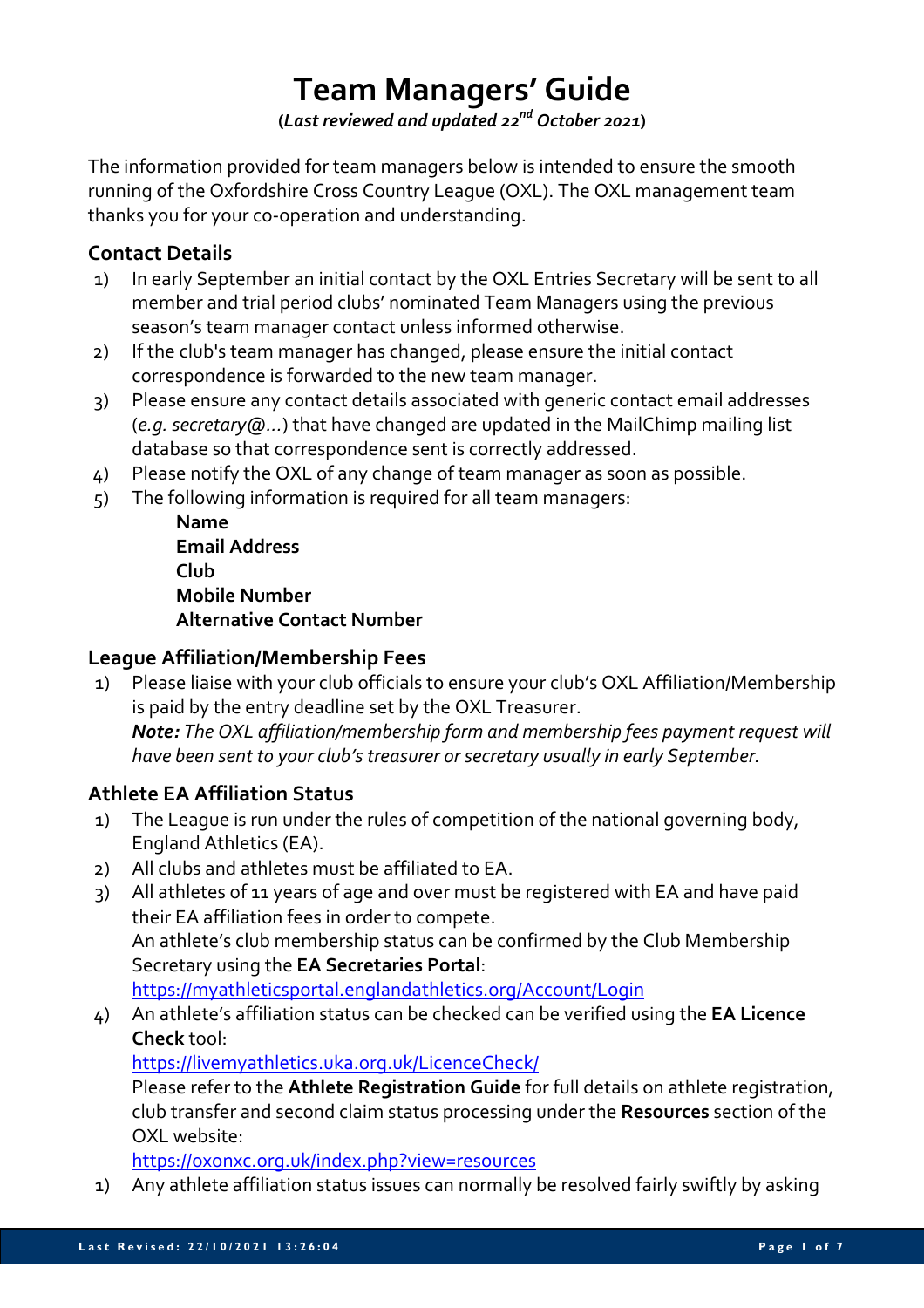# Team Managers' Guide

**(*Last reviewed and updated 22nd October 2021*)**

The information provided for team managers below is intended to ensure the smooth running of the Oxfordshire Cross Country League (OXL). The OXL management team thanks you for your co-operation and understanding.

## Contact Details

1) In early September an initial contact by the OXL Entries Secretary will be sent to all member and trial period clubs' nominated Team Managers using the previous season's team manager contact unless informed otherwise.
2) If the club's team manager has changed, please ensure the initial contact correspondence is forwarded to the new team manager.
3) Please ensure any contact details associated with generic contact email addresses (*e.g. secretary@...*) that have changed are updated in the MailChimp mailing list database so that correspondence sent is correctly addressed.
4) Please notify the OXL of any change of team manager as soon as possible.
5) The following information is required for all team managers:

    **Name**
    **Email Address**
    **Club**
    **Mobile Number**
    **Alternative Contact Number**

## League Affiliation/Membership Fees

1) Please liaise with your club officials to ensure your club's OXL Affiliation/Membership is paid by the entry deadline set by the OXL Treasurer.
    ***Note:*** *The OXL affiliation/membership form and membership fees payment request will have been sent to your club's treasurer or secretary usually in early September.*

## Athlete EA Affiliation Status

1) The League is run under the rules of competition of the national governing body, England Athletics (EA).
2) All clubs and athletes must be affiliated to EA.
3) All athletes of 11 years of age and over must be registered with EA and have paid their EA affiliation fees in order to compete.
    An athlete's club membership status can be confirmed by the Club Membership Secretary using the **EA Secretaries Portal**:
    https://myathleticsportal.englandathletics.org/Account/Login
4) An athlete's affiliation status can be checked can be verified using the **EA Licence Check** tool:
    https://livemyathletics.uka.org.uk/LicenceCheck/
    Please refer to the **Athlete Registration Guide** for full details on athlete registration, club transfer and second claim status processing under the **Resources** section of the OXL website:
    https://oxonxc.org.uk/index.php?view=resources

1) Any athlete affiliation status issues can normally be resolved fairly swiftly by asking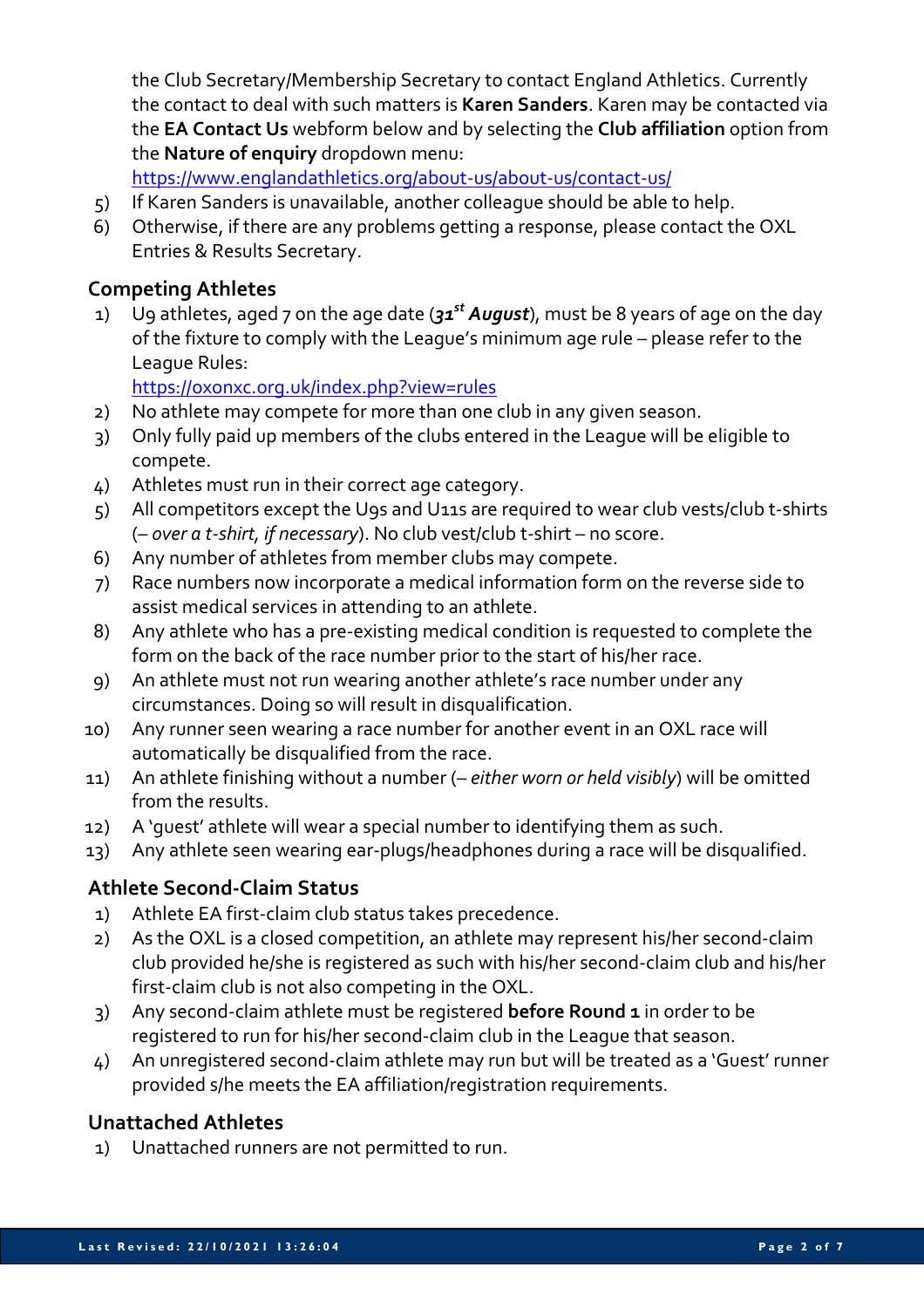the Club Secretary/Membership Secretary to contact England Athletics. Currently the contact to deal with such matters is **Karen Sanders**. Karen may be contacted via the **EA Contact Us** webform below and by selecting the **Club affiliation** option from the **Nature of enquiry** dropdown menu:
https://www.englandathletics.org/about-us/about-us/contact-us/

5) If Karen Sanders is unavailable, another colleague should be able to help.
6) Otherwise, if there are any problems getting a response, please contact the OXL Entries & Results Secretary.

## Competing Athletes

1) U9 athletes, aged 7 on the age date (***31st August***), must be 8 years of age on the day of the fixture to comply with the League's minimum age rule – please refer to the League Rules:
https://oxonxc.org.uk/index.php?view=rules
2) No athlete may compete for more than one club in any given season.
3) Only fully paid up members of the clubs entered in the League will be eligible to compete.
4) Athletes must run in their correct age category.
5) All competitors except the U9s and U11s are required to wear club vests/club t-shirts (*– over a t-shirt, if necessary*). No club vest/club t-shirt – no score.
6) Any number of athletes from member clubs may compete.
7) Race numbers now incorporate a medical information form on the reverse side to assist medical services in attending to an athlete.
8) Any athlete who has a pre-existing medical condition is requested to complete the form on the back of the race number prior to the start of his/her race.
9) An athlete must not run wearing another athlete's race number under any circumstances. Doing so will result in disqualification.
10) Any runner seen wearing a race number for another event in an OXL race will automatically be disqualified from the race.
11) An athlete finishing without a number (*– either worn or held visibly*) will be omitted from the results.
12) A 'guest' athlete will wear a special number to identifying them as such.
13) Any athlete seen wearing ear-plugs/headphones during a race will be disqualified.

## Athlete Second-Claim Status

1) Athlete EA first-claim club status takes precedence.
2) As the OXL is a closed competition, an athlete may represent his/her second-claim club provided he/she is registered as such with his/her second-claim club and his/her first-claim club is not also competing in the OXL.
3) Any second-claim athlete must be registered **before Round 1** in order to be registered to run for his/her second-claim club in the League that season.
4) An unregistered second-claim athlete may run but will be treated as a 'Guest' runner provided s/he meets the EA affiliation/registration requirements.

## Unattached Athletes

1) Unattached runners are not permitted to run.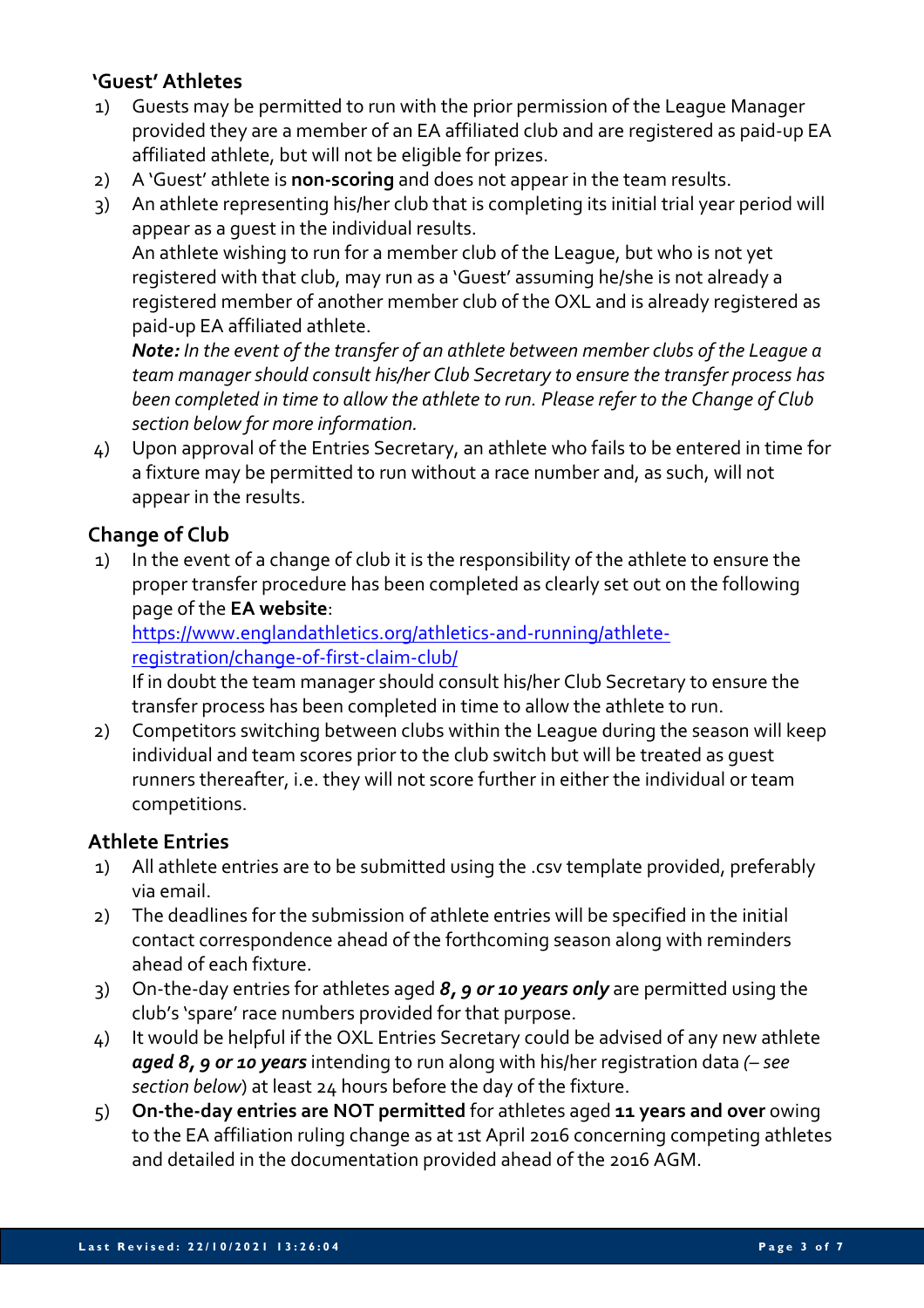### ‘Guest’ Athletes

1) Guests may be permitted to run with the prior permission of the League Manager provided they are a member of an EA affiliated club and are registered as paid-up EA affiliated athlete, but will not be eligible for prizes.
2) A ‘Guest’ athlete is **non-scoring** and does not appear in the team results.
3) An athlete representing his/her club that is completing its initial trial year period will appear as a guest in the individual results.
   An athlete wishing to run for a member club of the League, but who is not yet registered with that club, may run as a ‘Guest’ assuming he/she is not already a registered member of another member club of the OXL and is already registered as paid-up EA affiliated athlete.
   ***Note:*** *In the event of the transfer of an athlete between member clubs of the League a team manager should consult his/her Club Secretary to ensure the transfer process has been completed in time to allow the athlete to run. Please refer to the Change of Club section below for more information.*
4) Upon approval of the Entries Secretary, an athlete who fails to be entered in time for a fixture may be permitted to run without a race number and, as such, will not appear in the results.

### Change of Club

1) In the event of a change of club it is the responsibility of the athlete to ensure the proper transfer procedure has been completed as clearly set out on the following page of the **EA website**:
   [https://www.englandathletics.org/athletics-and-running/athlete-registration/change-of-first-claim-club/](https://www.englandathletics.org/athletics-and-running/athlete-registration/change-of-first-claim-club/)
   If in doubt the team manager should consult his/her Club Secretary to ensure the transfer process has been completed in time to allow the athlete to run.
2) Competitors switching between clubs within the League during the season will keep individual and team scores prior to the club switch but will be treated as guest runners thereafter, i.e. they will not score further in either the individual or team competitions.

### Athlete Entries

1) All athlete entries are to be submitted using the .csv template provided, preferably via email.
2) The deadlines for the submission of athlete entries will be specified in the initial contact correspondence ahead of the forthcoming season along with reminders ahead of each fixture.
3) On-the-day entries for athletes aged ***8, 9 or 10 years only*** are permitted using the club’s ‘spare’ race numbers provided for that purpose.
4) It would be helpful if the OXL Entries Secretary could be advised of any new athlete ***aged 8, 9 or 10 years*** intending to run along with his/her registration data *(– see section below)* at least 24 hours before the day of the fixture.
5) **On-the-day entries are NOT permitted** for athletes aged **11 years and over** owing to the EA affiliation ruling change as at 1st April 2016 concerning competing athletes and detailed in the documentation provided ahead of the 2016 AGM.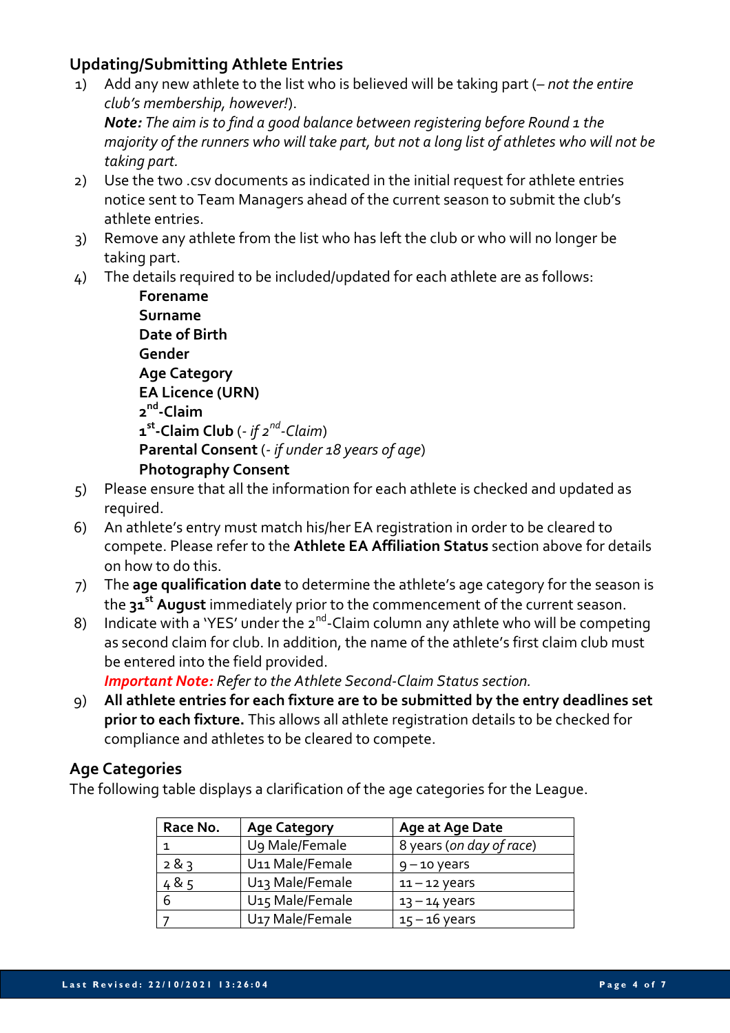## Updating/Submitting Athlete Entries

1) Add any new athlete to the list who is believed will be taking part (– *not the entire club's membership, however!*).
   ***Note:*** *The aim is to find a good balance between registering before Round 1 the majority of the runners who will take part, but not a long list of athletes who will not be taking part.*
2) Use the two .csv documents as indicated in the initial request for athlete entries notice sent to Team Managers ahead of the current season to submit the club's athlete entries.
3) Remove any athlete from the list who has left the club or who will no longer be taking part.
4) The details required to be included/updated for each athlete are as follows:
   **Forename**
   **Surname**
   **Date of Birth**
   **Gender**
   **Age Category**
   **EA Licence (URN)**
   **2nd-Claim**
   **1st-Claim Club** (- *if 2nd-Claim*)
   **Parental Consent** (- *if under 18 years of age*)
   **Photography Consent**
5) Please ensure that all the information for each athlete is checked and updated as required.
6) An athlete's entry must match his/her EA registration in order to be cleared to compete. Please refer to the **Athlete EA Affiliation Status** section above for details on how to do this.
7) The **age qualification date** to determine the athlete's age category for the season is the **31st August** immediately prior to the commencement of the current season.
8) Indicate with a 'YES' under the 2nd-Claim column any athlete who will be competing as second claim for club. In addition, the name of the athlete's first claim club must be entered into the field provided.
   ***Important Note:*** *Refer to the Athlete Second-Claim Status section.*
9) **All athlete entries for each fixture are to be submitted by the entry deadlines set prior to each fixture.** This allows all athlete registration details to be checked for compliance and athletes to be cleared to compete.

## Age Categories

The following table displays a clarification of the age categories for the League.

| Race No. | Age Category | Age at Age Date |
|---|---|---|
| 1 | U9 Male/Female | 8 years (*on day of race*) |
| 2 & 3 | U11 Male/Female | 9 – 10 years |
| 4 & 5 | U13 Male/Female | 11 – 12 years |
| 6 | U15 Male/Female | 13 – 14 years |
| 7 | U17 Male/Female | 15 – 16 years |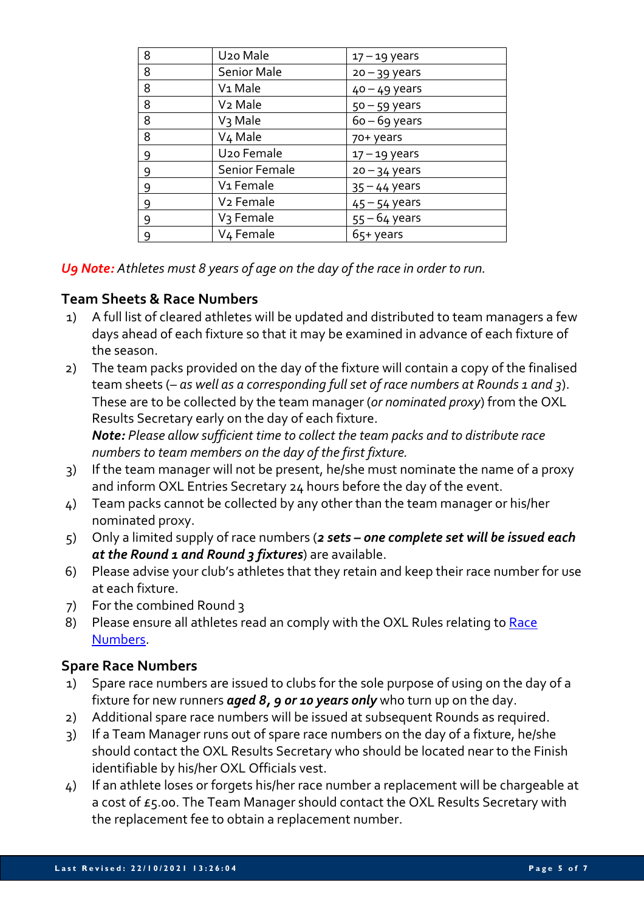| 8 | U20 Male | 17 – 19 years |
|---|---|---|
| 8 | Senior Male | 20 – 39 years |
| 8 | V1 Male | 40 – 49 years |
| 8 | V2 Male | 50 – 59 years |
| 8 | V3 Male | 60 – 69 years |
| 8 | V4 Male | 70+ years |
| 9 | U20 Female | 17 – 19 years |
| 9 | Senior Female | 20 – 34 years |
| 9 | V1 Female | 35 – 44 years |
| 9 | V2 Female | 45 – 54 years |
| 9 | V3 Female | 55 – 64 years |
| 9 | V4 Female | 65+ years |

***U9 Note:*** *Athletes must 8 years of age on the day of the race in order to run.*

## Team Sheets & Race Numbers

1) A full list of cleared athletes will be updated and distributed to team managers a few days ahead of each fixture so that it may be examined in advance of each fixture of the season.
2) The team packs provided on the day of the fixture will contain a copy of the finalised team sheets (– *as well as a corresponding full set of race numbers at Rounds 1 and 3*). These are to be collected by the team manager (*or nominated proxy*) from the OXL Results Secretary early on the day of each fixture.
   ***Note:*** *Please allow sufficient time to collect the team packs and to distribute race numbers to team members on the day of the first fixture.*
3) If the team manager will not be present, he/she must nominate the name of a proxy and inform OXL Entries Secretary 24 hours before the day of the event.
4) Team packs cannot be collected by any other than the team manager or his/her nominated proxy.
5) Only a limited supply of race numbers (***2 sets – one complete set will be issued each at the Round 1 and Round 3 fixtures***) are available.
6) Please advise your club's athletes that they retain and keep their race number for use at each fixture.
7) For the combined Round 3
8) Please ensure all athletes read an comply with the OXL Rules relating to [Race Numbers].

## Spare Race Numbers

1) Spare race numbers are issued to clubs for the sole purpose of using on the day of a fixture for new runners ***aged 8, 9 or 10 years only*** who turn up on the day.
2) Additional spare race numbers will be issued at subsequent Rounds as required.
3) If a Team Manager runs out of spare race numbers on the day of a fixture, he/she should contact the OXL Results Secretary who should be located near to the Finish identifiable by his/her OXL Officials vest.
4) If an athlete loses or forgets his/her race number a replacement will be chargeable at a cost of £5.00. The Team Manager should contact the OXL Results Secretary with the replacement fee to obtain a replacement number.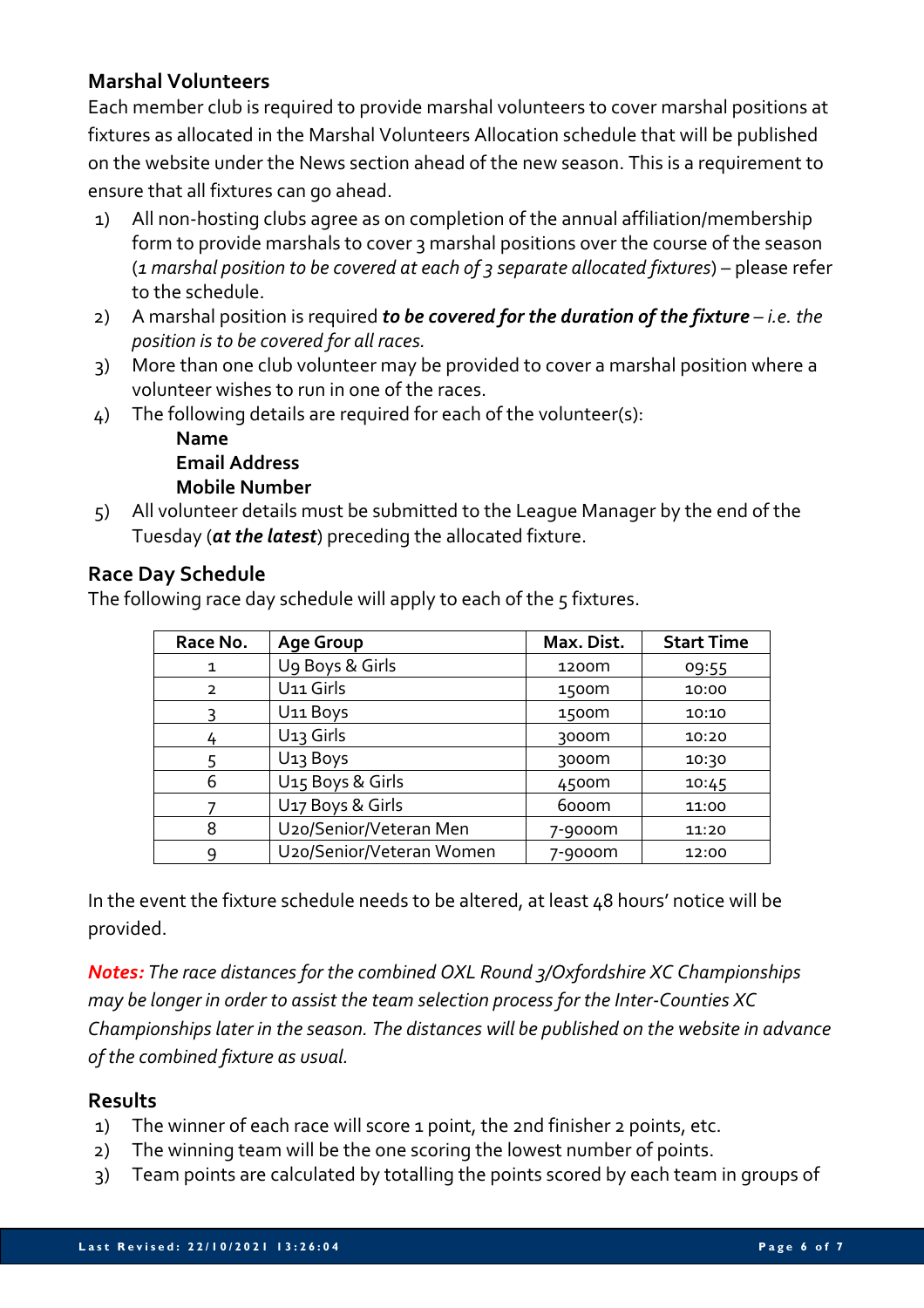## Marshal Volunteers

Each member club is required to provide marshal volunteers to cover marshal positions at fixtures as allocated in the Marshal Volunteers Allocation schedule that will be published on the website under the News section ahead of the new season. This is a requirement to ensure that all fixtures can go ahead.

1) All non-hosting clubs agree as on completion of the annual affiliation/membership form to provide marshals to cover 3 marshal positions over the course of the season (*1 marshal position to be covered at each of 3 separate allocated fixtures*) – please refer to the schedule.
2) A marshal position is required ***to be covered for the duration of the fixture*** – *i.e. the position is to be covered for all races.*
3) More than one club volunteer may be provided to cover a marshal position where a volunteer wishes to run in one of the races.
4) The following details are required for each of the volunteer(s):
   **Name**
   **Email Address**
   **Mobile Number**
5) All volunteer details must be submitted to the League Manager by the end of the Tuesday (***at the latest***) preceding the allocated fixture.

## Race Day Schedule

The following race day schedule will apply to each of the 5 fixtures.

| Race No. | Age Group | Max. Dist. | Start Time |
|---|---|---|---|
| 1 | U9 Boys & Girls | 1200m | 09:55 |
| 2 | U11 Girls | 1500m | 10:00 |
| 3 | U11 Boys | 1500m | 10:10 |
| 4 | U13 Girls | 3000m | 10:20 |
| 5 | U13 Boys | 3000m | 10:30 |
| 6 | U15 Boys & Girls | 4500m | 10:45 |
| 7 | U17 Boys & Girls | 6000m | 11:00 |
| 8 | U20/Senior/Veteran Men | 7-9000m | 11:20 |
| 9 | U20/Senior/Veteran Women | 7-9000m | 12:00 |

In the event the fixture schedule needs to be altered, at least 48 hours' notice will be provided.

***Notes:*** *The race distances for the combined OXL Round 3/Oxfordshire XC Championships may be longer in order to assist the team selection process for the Inter-Counties XC Championships later in the season. The distances will be published on the website in advance of the combined fixture as usual.*

## Results

1) The winner of each race will score 1 point, the 2nd finisher 2 points, etc.
2) The winning team will be the one scoring the lowest number of points.
3) Team points are calculated by totalling the points scored by each team in groups of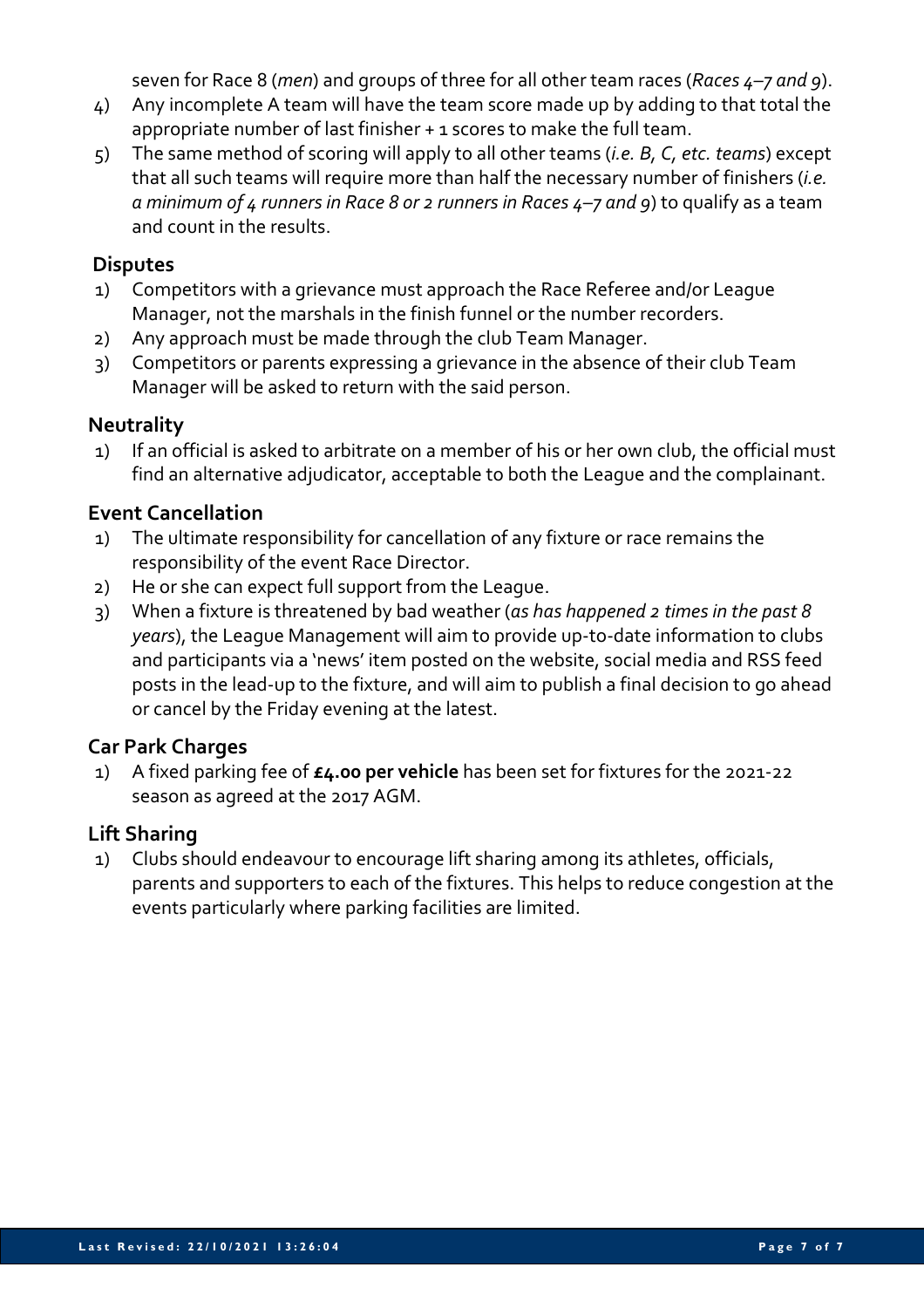seven for Race 8 (*men*) and groups of three for all other team races (*Races 4–7 and 9*).

4) Any incomplete A team will have the team score made up by adding to that total the appropriate number of last finisher + 1 scores to make the full team.
5) The same method of scoring will apply to all other teams (*i.e. B, C, etc. teams*) except that all such teams will require more than half the necessary number of finishers (*i.e. a minimum of 4 runners in Race 8 or 2 runners in Races 4–7 and 9*) to qualify as a team and count in the results.

### Disputes

1) Competitors with a grievance must approach the Race Referee and/or League Manager, not the marshals in the finish funnel or the number recorders.
2) Any approach must be made through the club Team Manager.
3) Competitors or parents expressing a grievance in the absence of their club Team Manager will be asked to return with the said person.

### Neutrality

1) If an official is asked to arbitrate on a member of his or her own club, the official must find an alternative adjudicator, acceptable to both the League and the complainant.

### Event Cancellation

1) The ultimate responsibility for cancellation of any fixture or race remains the responsibility of the event Race Director.
2) He or she can expect full support from the League.
3) When a fixture is threatened by bad weather (*as has happened 2 times in the past 8 years*), the League Management will aim to provide up-to-date information to clubs and participants via a 'news' item posted on the website, social media and RSS feed posts in the lead-up to the fixture, and will aim to publish a final decision to go ahead or cancel by the Friday evening at the latest.

### Car Park Charges

1) A fixed parking fee of **£4.00 per vehicle** has been set for fixtures for the 2021-22 season as agreed at the 2017 AGM.

### Lift Sharing

1) Clubs should endeavour to encourage lift sharing among its athletes, officials, parents and supporters to each of the fixtures. This helps to reduce congestion at the events particularly where parking facilities are limited.

Last Revised: 22/10/2021 13:26:04